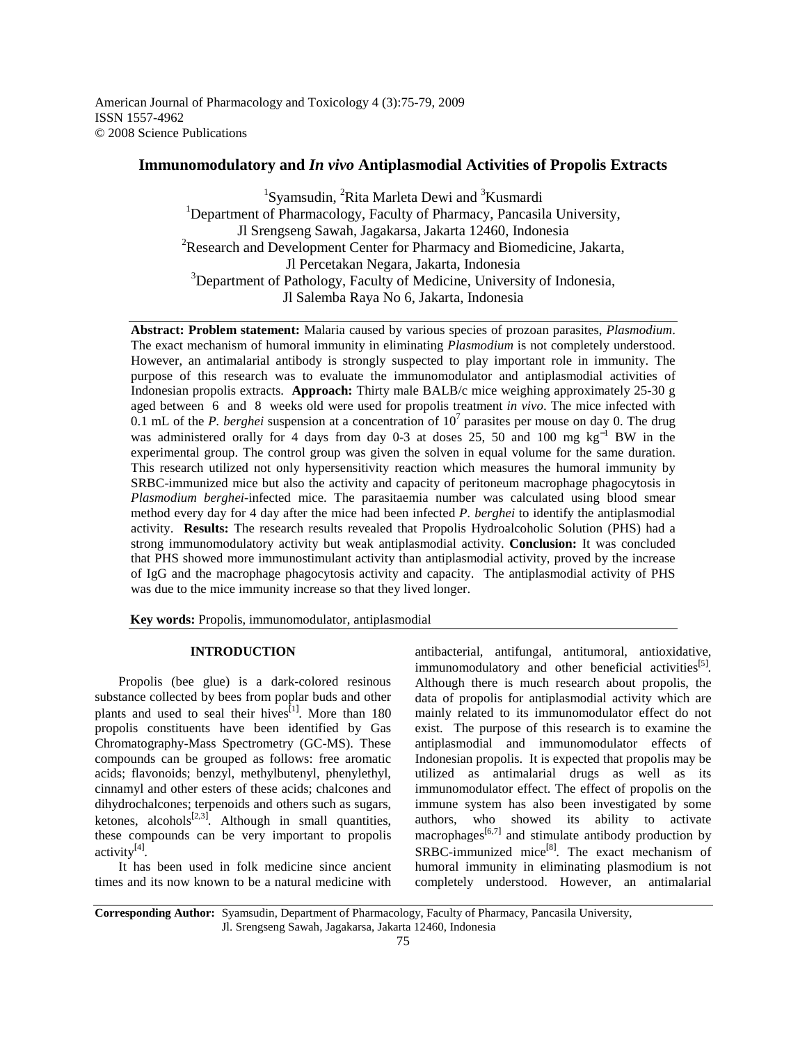American Journal of Pharmacology and Toxicology 4 (3):75-79, 2009
ISSN 1557-4962
© 2008 Science Publications

# Immunomodulatory and *In vivo* Antiplasmodial Activities of Propolis Extracts

[1]Syamsudin, [2]Rita Marleta Dewi and [3]Kusmardi

[1]Department of Pharmacology, Faculty of Pharmacy, Pancasila University, Jl Srengseng Sawah, Jagakarsa, Jakarta 12460, Indonesia

[2]Research and Development Center for Pharmacy and Biomedicine, Jakarta, Jl Percetakan Negara, Jakarta, Indonesia

[3]Department of Pathology, Faculty of Medicine, University of Indonesia, Jl Salemba Raya No 6, Jakarta, Indonesia

**Abstract: Problem statement:** Malaria caused by various species of prozoan parasites, *Plasmodium*. The exact mechanism of humoral immunity in eliminating *Plasmodium* is not completely understood. However, an antimalarial antibody is strongly suspected to play important role in immunity. The purpose of this research was to evaluate the immunomodulator and antiplasmodial activities of Indonesian propolis extracts. **Approach:** Thirty male BALB/c mice weighing approximately 25-30 g aged between 6 and 8 weeks old were used for propolis treatment *in vivo*. The mice infected with 0.1 mL of the *P. berghei* suspension at a concentration of $10^7$ parasites per mouse on day 0. The drug was administered orally for 4 days from day 0-3 at doses 25, 50 and 100 mg $kg^{-1}$ BW in the experimental group. The control group was given the solven in equal volume for the same duration. This research utilized not only hypersensitivity reaction which measures the humoral immunity by SRBC-immunized mice but also the activity and capacity of peritoneum macrophage phagocytosis in *Plasmodium berghei*-infected mice. The parasitaemia number was calculated using blood smear method every day for 4 day after the mice had been infected *P. berghei* to identify the antiplasmodial activity. **Results:** The research results revealed that Propolis Hydroalcoholic Solution (PHS) had a strong immunomodulatory activity but weak antiplasmodial activity. **Conclusion:** It was concluded that PHS showed more immunostimulant activity than antiplasmodial activity, proved by the increase of IgG and the macrophage phagocytosis activity and capacity. The antiplasmodial activity of PHS was due to the mice immunity increase so that they lived longer.

**Key words:** Propolis, immunomodulator, antiplasmodial

## INTRODUCTION

Propolis (bee glue) is a dark-colored resinous substance collected by bees from poplar buds and other plants and used to seal their hives[1]. More than 180 propolis constituents have been identified by Gas Chromatography-Mass Spectrometry (GC-MS). These compounds can be grouped as follows: free aromatic acids; flavonoids; benzyl, methylbutenyl, phenylethyl, cinnamyl and other esters of these acids; chalcones and dihydrochalcones; terpenoids and others such as sugars, ketones, alcohols[2,3]. Although in small quantities, these compounds can be very important to propolis activity[4].

It has been used in folk medicine since ancient times and its now known to be a natural medicine with antibacterial, antifungal, antitumoral, antioxidative, immunomodulatory and other beneficial activities[5]. Although there is much research about propolis, the data of propolis for antiplasmodial activity which are mainly related to its immunomodulator effect do not exist. The purpose of this research is to examine the antiplasmodial and immunomodulator effects of Indonesian propolis. It is expected that propolis may be utilized as antimalarial drugs as well as its immunomodulator effect. The effect of propolis on the immune system has also been investigated by some authors, who showed its ability to activate macrophages[6,7] and stimulate antibody production by SRBC-immunized mice[8]. The exact mechanism of humoral immunity in eliminating plasmodium is not completely understood. However, an antimalarial

**Corresponding Author:** Syamsudin, Department of Pharmacology, Faculty of Pharmacy, Pancasila University, Jl. Srengseng Sawah, Jagakarsa, Jakarta 12460, Indonesia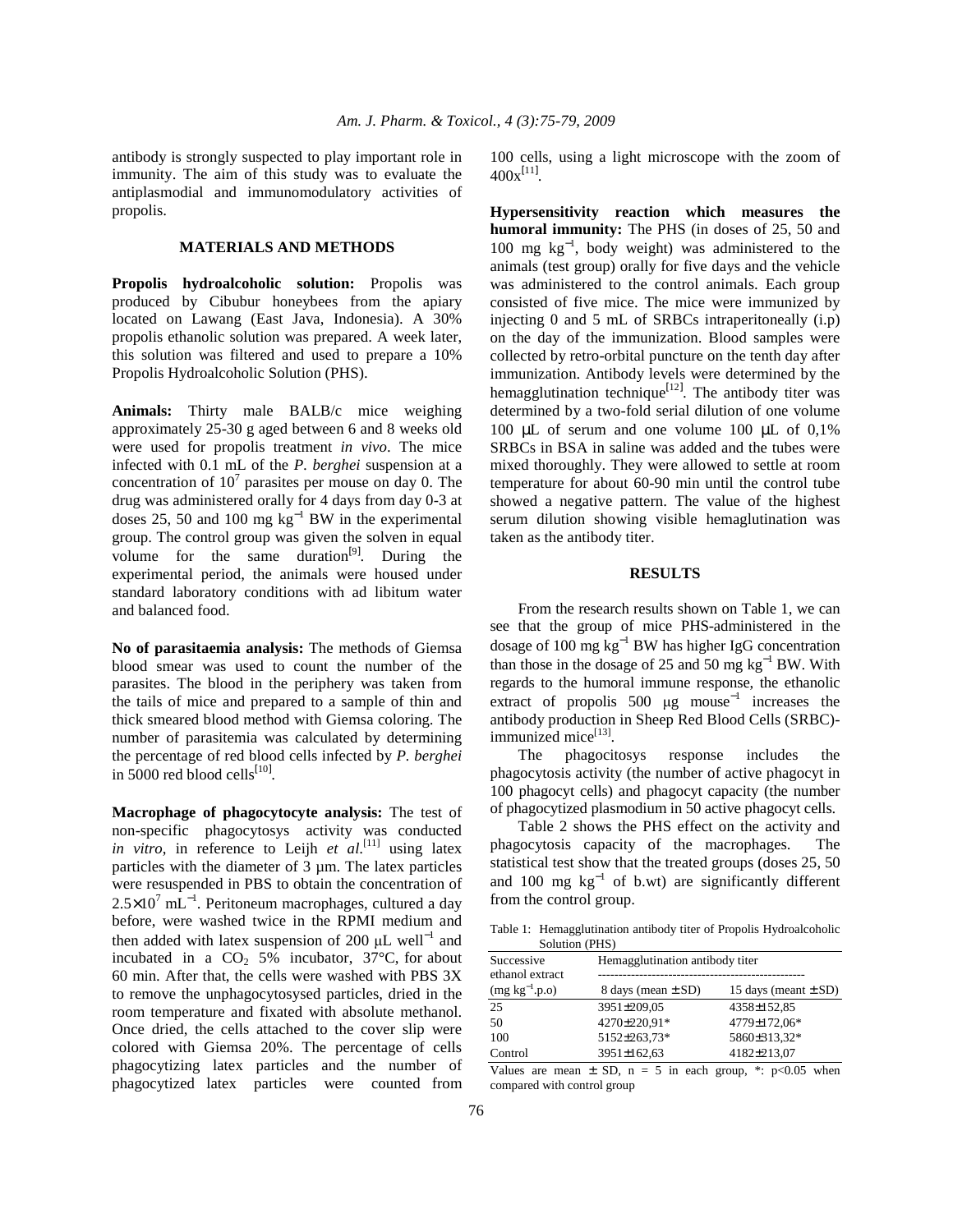antibody is strongly suspected to play important role in immunity. The aim of this study was to evaluate the antiplasmodial and immunomodulatory activities of propolis.

## MATERIALS AND METHODS

**Propolis hydroalcoholic solution:** Propolis was produced by Cibubur honeybees from the apiary located on Lawang (East Java, Indonesia). A 30% propolis ethanolic solution was prepared. A week later, this solution was filtered and used to prepare a 10% Propolis Hydroalcoholic Solution (PHS).

**Animals:** Thirty male BALB/c mice weighing approximately 25-30 g aged between 6 and 8 weeks old were used for propolis treatment *in vivo*. The mice infected with 0.1 mL of the *P. berghei* suspension at a concentration of $10^7$ parasites per mouse on day 0. The drug was administered orally for 4 days from day 0-3 at doses 25, 50 and 100 mg $kg^{-1}$ BW in the experimental group. The control group was given the solven in equal volume for the same duration[9]. During the experimental period, the animals were housed under standard laboratory conditions with ad libitum water and balanced food.

**No of parasitaemia analysis:** The methods of Giemsa blood smear was used to count the number of the parasites. The blood in the periphery was taken from the tails of mice and prepared to a sample of thin and thick smeared blood method with Giemsa coloring. The number of parasitemia was calculated by determining the percentage of red blood cells infected by *P. berghei* in 5000 red blood cells[10].

**Macrophage of phagocytocyte analysis:** The test of non-specific phagocytosys activity was conducted *in vitro*, in reference to Leijh *et al*.[11] using latex particles with the diameter of 3 µm. The latex particles were resuspended in PBS to obtain the concentration of $2.5\times10^7$ $mL^{-1}$. Peritoneum macrophages, cultured a day before, were washed twice in the RPMI medium and then added with latex suspension of 200 µL $well^{-1}$ and incubated in a $CO_2$ 5% incubator, 37°C, for about 60 min. After that, the cells were washed with PBS 3X to remove the unphagocytosysed particles, dried in the room temperature and fixated with absolute methanol. Once dried, the cells attached to the cover slip were colored with Giemsa 20%. The percentage of cells phagocytizing latex particles and the number of phagocytized latex particles were counted from 100 cells, using a light microscope with the zoom of 400x[11].

**Hypersensitivity reaction which measures the humoral immunity:** The PHS (in doses of 25, 50 and 100 mg $kg^{-1}$, body weight) was administered to the animals (test group) orally for five days and the vehicle was administered to the control animals. Each group consisted of five mice. The mice were immunized by injecting 0 and 5 mL of SRBCs intraperitoneally (i.p) on the day of the immunization. Blood samples were collected by retro-orbital puncture on the tenth day after immunization. Antibody levels were determined by the hemagglutination technique[12]. The antibody titer was determined by a two-fold serial dilution of one volume 100 µL of serum and one volume 100 µL of 0,1% SRBCs in BSA in saline was added and the tubes were mixed thoroughly. They were allowed to settle at room temperature for about 60-90 min until the control tube showed a negative pattern. The value of the highest serum dilution showing visible hemaglutination was taken as the antibody titer.

## RESULTS

From the research results shown on Table 1, we can see that the group of mice PHS-administered in the dosage of 100 mg $kg^{-1}$ BW has higher IgG concentration than those in the dosage of 25 and 50 mg $kg^{-1}$ BW. With regards to the humoral immune response, the ethanolic extract of propolis 500 µg $mouse^{-1}$ increases the antibody production in Sheep Red Blood Cells (SRBC)-immunized mice[13].

The phagocitosys response includes the phagocytosis activity (the number of active phagocyt in 100 phagocyt cells) and phagocyt capacity (the number of phagocytized plasmodium in 50 active phagocyt cells.

Table 2 shows the PHS effect on the activity and phagocytosis capacity of the macrophages. The statistical test show that the treated groups (doses 25, 50 and 100 mg $kg^{-1}$ of b.wt) are significantly different from the control group.

Table 1: Hemagglutination antibody titer of Propolis Hydroalcoholic Solution (PHS)

| Successive ethanol extract | Hemagglutination antibody titer | |
|---|---|---|
| (mg $kg^{-1}$.p.o) | 8 days (mean ± SD) | 15 days (meant ± SD) |
| 25 | 3951±209,05 | 4358±152,85 |
| 50 | 4270±220,91* | 4779±172,06* |
| 100 | 5152±263,73* | 5860±313,32* |
| Control | 3951±162,63 | 4182±213,07 |

Values are mean ± SD, n = 5 in each group, *: $p<0.05$ when compared with control group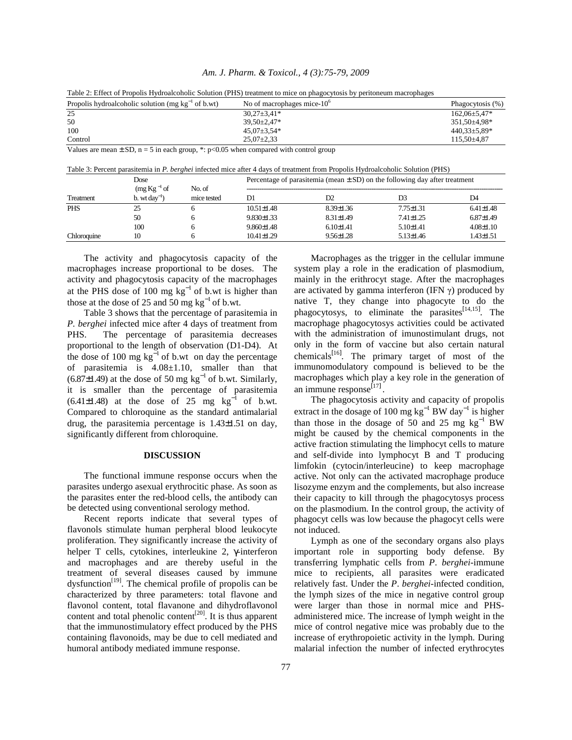Table 2: Effect of Propolis Hydroalcoholic Solution (PHS) treatment to mice on phagocytosis by peritoneum macrophages

| Propolis hydroalcoholic solution (mg kg$^{-1}$ of b.wt) | No of macrophages mice-$10^6$ | Phagocytosis (%) |
|---|---|---|
| 25 | 30,27±3,41* | 162,06±5,47* |
| 50 | 39,50±2,47* | 351,50±4,98* |
| 100 | 45,07±3,54* | 440,33±5,89* |
| Control | 25,07±2,33 | 115,50±4,87 |

Values are mean ± SD, n = 5 in each group, *: $p<0.05$ when compared with control group

Table 3: Percent parasitemia in *P. berghei* infected mice after 4 days of treatment from Propolis Hydroalcoholic Solution (PHS)

| Treatment | Dose (mg Kg$^{-1}$ of b. wt day$^{-1}$) | No. of mice tested | Percentage of parasitemia (mean ± SD) on the following day after treatment | | | |
|---|---|---|---|---|---|---|
| | | | D1 | D2 | D3 | D4 |
| PHS | 25 | 6 | 10.51±1.48 | 8.39±1.36 | 7.75±1.31 | 6.41±1.48 |
| | 50 | 6 | 9.830±1.33 | 8.31±1.49 | 7.41±1.25 | 6.87±1.49 |
| | 100 | 6 | 9.860±1.48 | 6.10±1.41 | 5.10±1.41 | 4.08±1.10 |
| Chloroquine | 10 | 6 | 10.41±1.29 | 9.56±1.28 | 5.13±1.46 | 1.43±1.51 |

The activity and phagocytosis capacity of the macrophages increase proportional to be doses. The activity and phagocytosis capacity of the macrophages at the PHS dose of 100 mg kg$^{-1}$ of b.wt is higher than those at the dose of 25 and 50 mg kg$^{-1}$ of b.wt.

Table 3 shows that the percentage of parasitemia in *P. berghei* infected mice after 4 days of treatment from PHS. The percentage of parasitemia decreases proportional to the length of observation (D1-D4). At the dose of 100 mg kg$^{-1}$ of b.wt on day the percentage of parasitemia is 4.08±1.10, smaller than that (6.87±1.49) at the dose of 50 mg kg$^{-1}$ of b.wt. Similarly, it is smaller than the percentage of parasitemia (6.41±1.48) at the dose of 25 mg kg$^{-1}$ of b.wt. Compared to chloroquine as the standard antimalarial drug, the parasitemia percentage is 1.43±1.51 on day, significantly different from chloroquine.

## DISCUSSION

The functional immune response occurs when the parasites undergo asexual erythrocitic phase. As soon as the parasites enter the red-blood cells, the antibody can be detected using conventional serology method.

Recent reports indicate that several types of flavonols stimulate human perpheral blood leukocyte proliferation. They significantly increase the activity of helper T cells, cytokines, interleukine 2, γ-interferon and macrophages and are thereby useful in the treatment of several diseases caused by immune dysfunction[19]. The chemical profile of propolis can be characterized by three parameters: total flavone and flavonol content, total flavanone and dihydroflavonol content and total phenolic content[20]. It is thus apparent that the immunostimulatory effect produced by the PHS containing flavonoids, may be due to cell mediated and humoral antibody mediated immune response.

Macrophages as the trigger in the cellular immune system play a role in the eradication of plasmodium, mainly in the erithrocyt stage. After the macrophages are activated by gamma interferon (IFN γ) produced by native T, they change into phagocyte to do the phagocytosys, to eliminate the parasites[14,15]. The macrophage phagocytosys activities could be activated with the administration of imunostimulant drugs, not only in the form of vaccine but also certain natural chemicals[16]. The primary target of most of the immunomodulatory compound is believed to be the macrophages which play a key role in the generation of an immune response[17].

The phagocytosis activity and capacity of propolis extract in the dosage of 100 mg kg$^{-1}$ BW day$^{-1}$ is higher than those in the dosage of 50 and 25 mg kg$^{-1}$ BW might be caused by the chemical components in the active fraction stimulating the limphocyt cells to mature and self-divide into lymphocyt B and T producing limfokin (cytocin/interleucine) to keep macrophage active. Not only can the activated macrophage produce lisozyme enzym and the complements, but also increase their capacity to kill through the phagocytosys process on the plasmodium. In the control group, the activity of phagocyt cells was low because the phagocyt cells were not induced.

Lymph as one of the secondary organs also plays important role in supporting body defense. By transferring lymphatic cells from *P. berghei*-immune mice to recipients, all parasites were eradicated relatively fast. Under the *P. berghei*-infected condition, the lymph sizes of the mice in negative control group were larger than those in normal mice and PHS-administered mice. The increase of lymph weight in the mice of control negative mice was probably due to the increase of erythropoietic activity in the lymph. During malarial infection the number of infected erythrocytes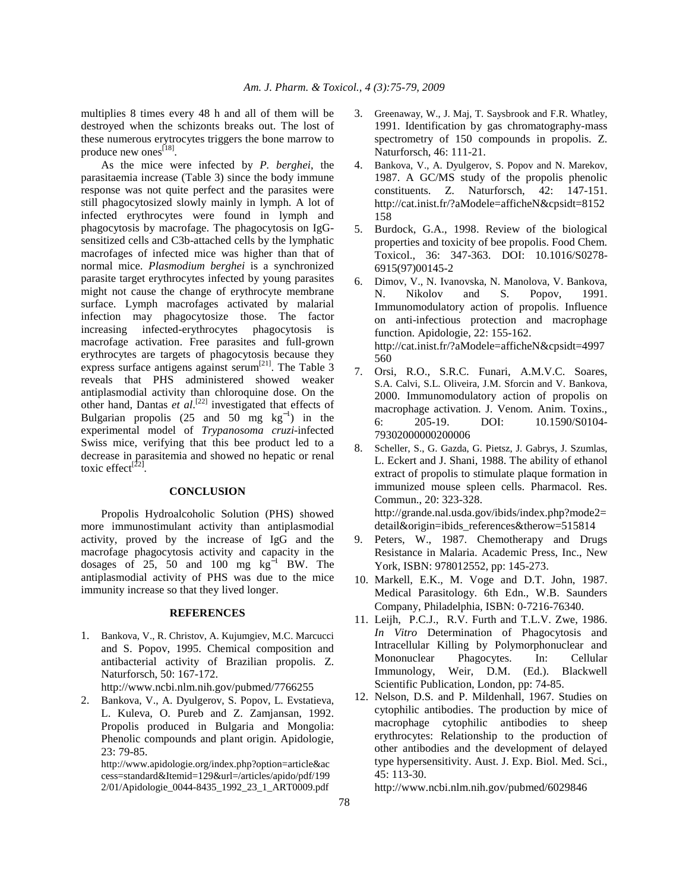multiplies 8 times every 48 h and all of them will be destroyed when the schizonts breaks out. The lost of these numerous erytrocytes triggers the bone marrow to produce new ones[18].

As the mice were infected by *P. berghei*, the parasitaemia increase (Table 3) since the body immune response was not quite perfect and the parasites were still phagocytosized slowly mainly in lymph. A lot of infected erythrocytes were found in lymph and phagocytosis by macrofage. The phagocytosis on IgG-sensitized cells and C3b-attached cells by the lymphatic macrofages of infected mice was higher than that of normal mice. *Plasmodium berghei* is a synchronized parasite target erythrocytes infected by young parasites might not cause the change of erythrocyte membrane surface. Lymph macrofages activated by malarial infection may phagocytosize those. The factor increasing infected-erythrocytes phagocytosis is macrofage activation. Free parasites and full-grown erythrocytes are targets of phagocytosis because they express surface antigens against serum[21]. The Table 3 reveals that PHS administered showed weaker antiplasmodial activity than chloroquine dose. On the other hand, Dantas *et al*.[22] investigated that effects of Bulgarian propolis (25 and 50 mg $kg^{-1}$) in the experimental model of *Trypanosoma cruzi*-infected Swiss mice, verifying that this bee product led to a decrease in parasitemia and showed no hepatic or renal toxic effect[22].

## CONCLUSION

Propolis Hydroalcoholic Solution (PHS) showed more immunostimulant activity than antiplasmodial activity, proved by the increase of IgG and the macrofage phagocytosis activity and capacity in the dosages of 25, 50 and 100 mg $kg^{-1}$ BW. The antiplasmodial activity of PHS was due to the mice immunity increase so that they lived longer.

## REFERENCES

1. Bankova, V., R. Christov, A. Kujumgiev, M.C. Marcucci and S. Popov, 1995. Chemical composition and antibacterial activity of Brazilian propolis. Z. Naturforsch, 50: 167-172. http://www.ncbi.nlm.nih.gov/pubmed/7766255
2. Bankova, V., A. Dyulgerov, S. Popov, L. Evstatieva, L. Kuleva, O. Pureb and Z. Zamjansan, 1992. Propolis produced in Bulgaria and Mongolia: Phenolic compounds and plant origin. Apidologie, 23: 79-85. http://www.apidologie.org/index.php?option=article&access=standard&Itemid=129&url=/articles/apido/pdf/1992/01/Apidologie_0044-8435_1992_23_1_ART0009.pdf
3. Greenaway, W., J. Maj, T. Saysbrook and F.R. Whatley, 1991. Identification by gas chromatography-mass spectrometry of 150 compounds in propolis. Z. Naturforsch, 46: 111-21.
4. Bankova, V., A. Dyulgerov, S. Popov and N. Marekov, 1987. A GC/MS study of the propolis phenolic constituents. Z. Naturforsch, 42: 147-151. http://cat.inist.fr/?aModele=afficheN&cpsidt=8152158
5. Burdock, G.A., 1998. Review of the biological properties and toxicity of bee propolis. Food Chem. Toxicol., 36: 347-363. DOI: 10.1016/S0278-6915(97)00145-2
6. Dimov, V., N. Ivanovska, N. Manolova, V. Bankova, N. Nikolov and S. Popov, 1991. Immunomodulatory action of propolis. Influence on anti-infectious protection and macrophage function. Apidologie, 22: 155-162. http://cat.inist.fr/?aModele=afficheN&cpsidt=4997560
7. Orsi, R.O., S.R.C. Funari, A.M.V.C. Soares, S.A. Calvi, S.L. Oliveira, J.M. Sforcin and V. Bankova, 2000. Immunomodulatory action of propolis on macrophage activation. J. Venom. Anim. Toxins., 6: 205-19. DOI: 10.1590/S0104-79302000000200006
8. Scheller, S., G. Gazda, G. Pietsz, J. Gabrys, J. Szumlas, L. Eckert and J. Shani, 1988. The ability of ethanol extract of propolis to stimulate plaque formation in immunized mouse spleen cells. Pharmacol. Res. Commun., 20: 323-328. http://grande.nal.usda.gov/ibids/index.php?mode2=detail&origin=ibids_references&therow=515814
9. Peters, W., 1987. Chemotherapy and Drugs Resistance in Malaria. Academic Press, Inc., New York, ISBN: 978012552, pp: 145-273.
10. Markell, E.K., M. Voge and D.T. John, 1987. Medical Parasitology. 6th Edn., W.B. Saunders Company, Philadelphia, ISBN: 0-7216-76340.
11. Leijh, P.C.J., R.V. Furth and T.L.V. Zwe, 1986. *In Vitro* Determination of Phagocytosis and Intracellular Killing by Polymorphonuclear and Mononuclear Phagocytes. In: Cellular Immunology, Weir, D.M. (Ed.). Blackwell Scientific Publication, London, pp: 74-85.
12. Nelson, D.S. and P. Mildenhall, 1967. Studies on cytophilic antibodies. The production by mice of macrophage cytophilic antibodies to sheep erythrocytes: Relationship to the production of other antibodies and the development of delayed type hypersensitivity. Aust. J. Exp. Biol. Med. Sci., 45: 113-30. http://www.ncbi.nlm.nih.gov/pubmed/6029846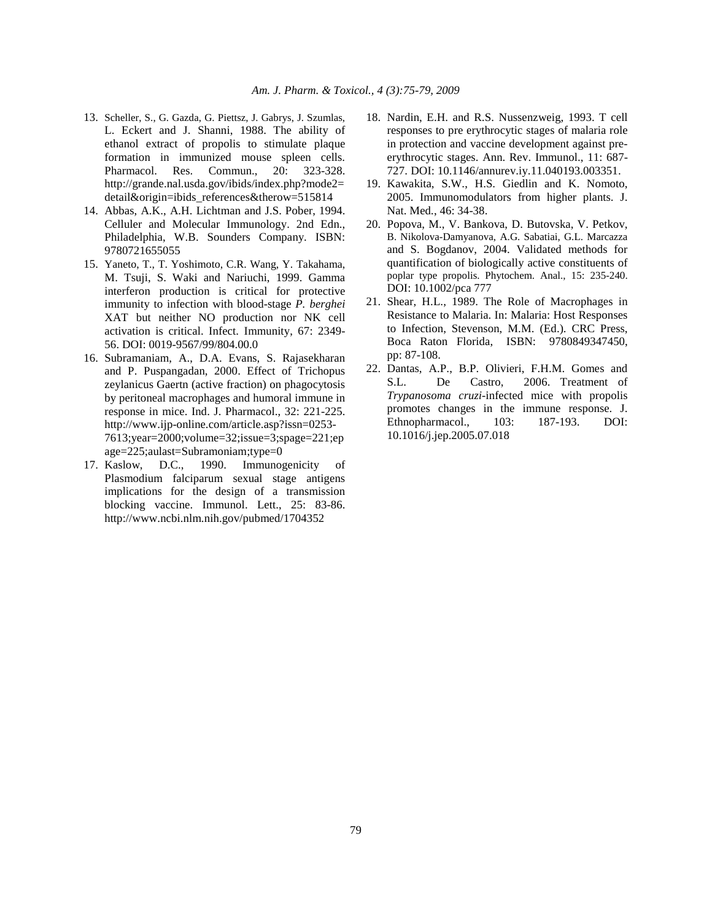13. Scheller, S., G. Gazda, G. Piettsz, J. Gabrys, J. Szumlas, L. Eckert and J. Shanni, 1988. The ability of ethanol extract of propolis to stimulate plaque formation in immunized mouse spleen cells. Pharmacol. Res. Commun., 20: 323-328. http://grande.nal.usda.gov/ibids/index.php?mode2=detail&origin=ibids_references&therow=515814
14. Abbas, A.K., A.H. Lichtman and J.S. Pober, 1994. Celluler and Molecular Immunology. 2nd Edn., Philadelphia, W.B. Sounders Company. ISBN: 9780721655055
15. Yaneto, T., T. Yoshimoto, C.R. Wang, Y. Takahama, M. Tsuji, S. Waki and Nariuchi, 1999. Gamma interferon production is critical for protective immunity to infection with blood-stage *P. berghei* XAT but neither NO production nor NK cell activation is critical. Infect. Immunity, 67: 2349-56. DOI: 0019-9567/99/804.00.0
16. Subramaniam, A., D.A. Evans, S. Rajasekharan and P. Puspangadan, 2000. Effect of Trichopus zeylanicus Gaertn (active fraction) on phagocytosis by peritoneal macrophages and humoral immune in response in mice. Ind. J. Pharmacol., 32: 221-225. http://www.ijp-online.com/article.asp?issn=0253-7613;year=2000;volume=32;issue=3;spage=221;epage=225;aulast=Subramoniam;type=0
17. Kaslow, D.C., 1990. Immunogenicity of Plasmodium falciparum sexual stage antigens implications for the design of a transmission blocking vaccine. Immunol. Lett., 25: 83-86. http://www.ncbi.nlm.nih.gov/pubmed/1704352
18. Nardin, E.H. and R.S. Nussenzweig, 1993. T cell responses to pre erythrocytic stages of malaria role in protection and vaccine development against pre-erythrocytic stages. Ann. Rev. Immunol., 11: 687-727. DOI: 10.1146/annurev.iy.11.040193.003351.
19. Kawakita, S.W., H.S. Giedlin and K. Nomoto, 2005. Immunomodulators from higher plants. J. Nat. Med., 46: 34-38.
20. Popova, M., V. Bankova, D. Butovska, V. Petkov, B. Nikolova-Damyanova, A.G. Sabatiai, G.L. Marcazza and S. Bogdanov, 2004. Validated methods for quantification of biologically active constituents of poplar type propolis. Phytochem. Anal., 15: 235-240. DOI: 10.1002/pca 777
21. Shear, H.L., 1989. The Role of Macrophages in Resistance to Malaria. In: Malaria: Host Responses to Infection, Stevenson, M.M. (Ed.). CRC Press, Boca Raton Florida, ISBN: 9780849347450, pp: 87-108.
22. Dantas, A.P., B.P. Olivieri, F.H.M. Gomes and S.L. De Castro, 2006. Treatment of *Trypanosoma cruzi*-infected mice with propolis promotes changes in the immune response. J. Ethnopharmacol., 103: 187-193. DOI: 10.1016/j.jep.2005.07.018